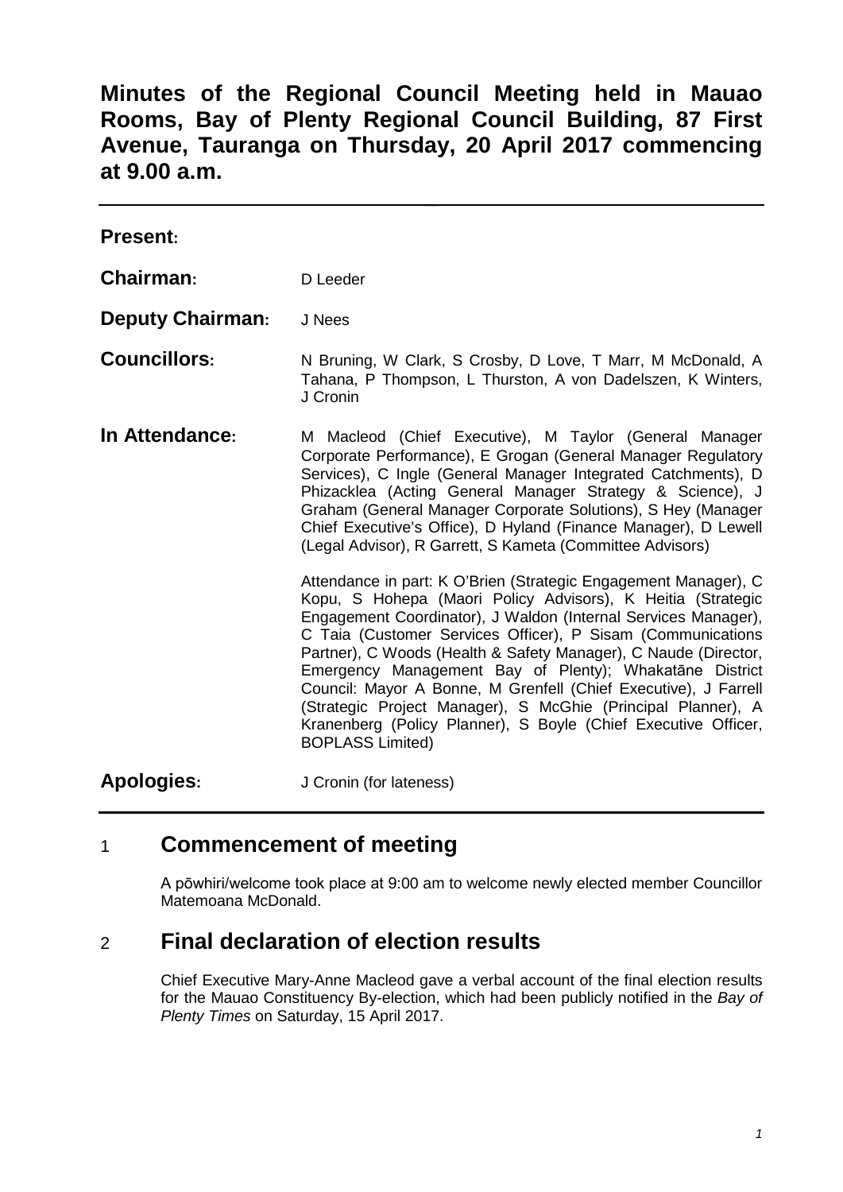# Minutes of the Regional Council Meeting held in Mauao Rooms, Bay of Plenty Regional Council Building, 87 First Avenue, Tauranga on Thursday, 20 April 2017 commencing at 9.00 a.m.

---

**Present:**

| | |
|---|---|
| **Chairman:** | D Leeder |
| **Deputy Chairman:** | J Nees |
| **Councillors:** | N Bruning, W Clark, S Crosby, D Love, T Marr, M McDonald, A Tahana, P Thompson, L Thurston, A von Dadelszen, K Winters, J Cronin |
| **In Attendance:** | M Macleod (Chief Executive), M Taylor (General Manager Corporate Performance), E Grogan (General Manager Regulatory Services), C Ingle (General Manager Integrated Catchments), D Phizacklea (Acting General Manager Strategy & Science), J Graham (General Manager Corporate Solutions), S Hey (Manager Chief Executive's Office), D Hyland (Finance Manager), D Lewell (Legal Advisor), R Garrett, S Kameta (Committee Advisors)<br><br>Attendance in part: K O'Brien (Strategic Engagement Manager), C Kopu, S Hohepa (Maori Policy Advisors), K Heitia (Strategic Engagement Coordinator), J Waldon (Internal Services Manager), C Taia (Customer Services Officer), P Sisam (Communications Partner), C Woods (Health & Safety Manager), C Naude (Director, Emergency Management Bay of Plenty); Whakatāne District Council: Mayor A Bonne, M Grenfell (Chief Executive), J Farrell (Strategic Project Manager), S McGhie (Principal Planner), A Kranenberg (Policy Planner), S Boyle (Chief Executive Officer, BOPLASS Limited) |
| **Apologies:** | J Cronin (for lateness) |

---

## 1 Commencement of meeting

A pōwhiri/welcome took place at 9:00 am to welcome newly elected member Councillor Matemoana McDonald.

## 2 Final declaration of election results

Chief Executive Mary-Anne Macleod gave a verbal account of the final election results for the Mauao Constituency By-election, which had been publicly notified in the *Bay of Plenty Times* on Saturday, 15 April 2017.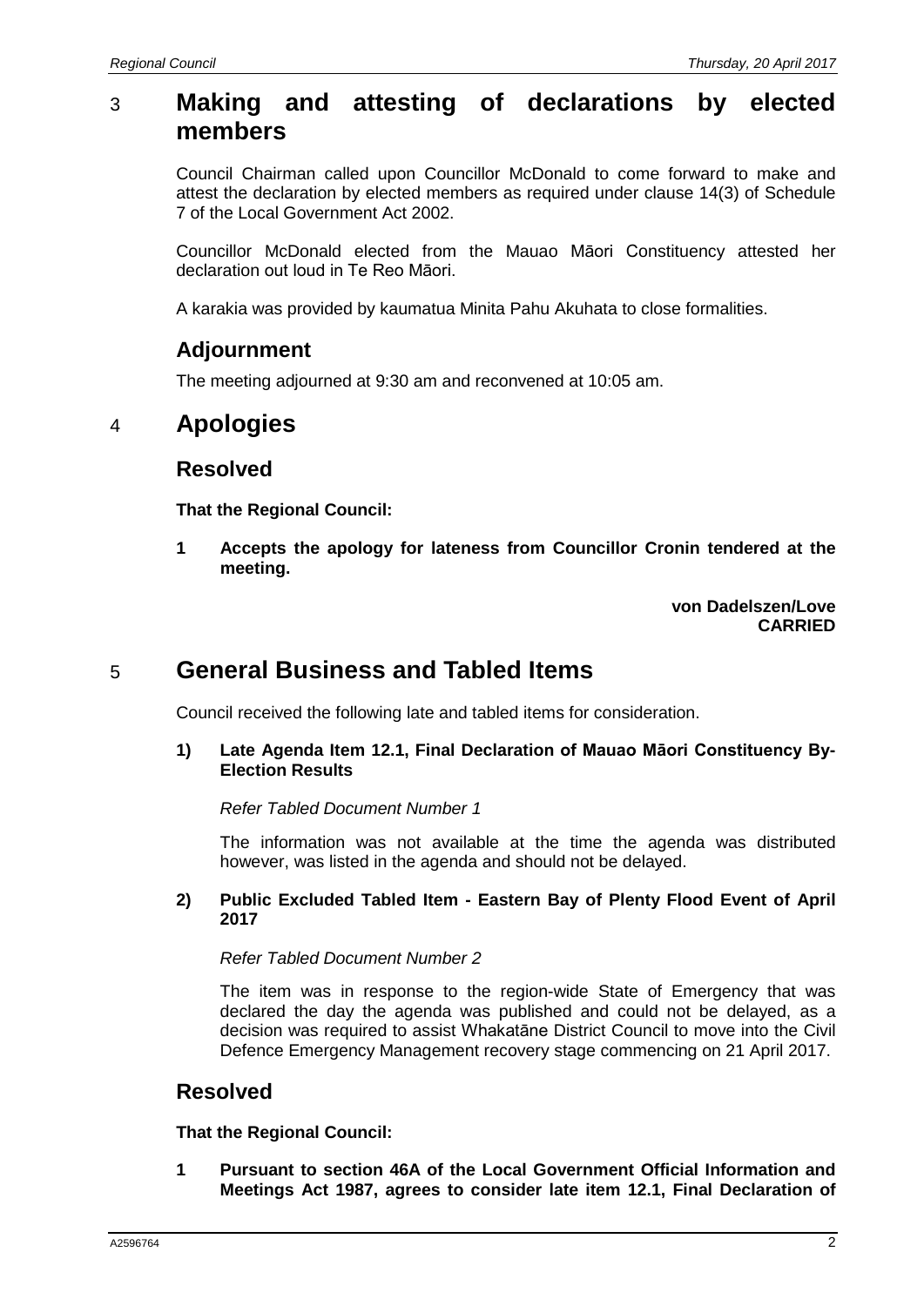## 3 Making and attesting of declarations by elected members

Council Chairman called upon Councillor McDonald to come forward to make and attest the declaration by elected members as required under clause 14(3) of Schedule 7 of the Local Government Act 2002.

Councillor McDonald elected from the Mauao Māori Constituency attested her declaration out loud in Te Reo Māori.

A karakia was provided by kaumatua Minita Pahu Akuhata to close formalities.

### Adjournment

The meeting adjourned at 9:30 am and reconvened at 10:05 am.

## 4 Apologies

### Resolved

**That the Regional Council:**

**1 Accepts the apology for lateness from Councillor Cronin tendered at the meeting.**

**von Dadelszen/Love**
**CARRIED**

## 5 General Business and Tabled Items

Council received the following late and tabled items for consideration.

**1) Late Agenda Item 12.1, Final Declaration of Mauao Māori Constituency By-Election Results**

*Refer Tabled Document Number 1*

The information was not available at the time the agenda was distributed however, was listed in the agenda and should not be delayed.

**2) Public Excluded Tabled Item - Eastern Bay of Plenty Flood Event of April 2017**

*Refer Tabled Document Number 2*

The item was in response to the region-wide State of Emergency that was declared the day the agenda was published and could not be delayed, as a decision was required to assist Whakatāne District Council to move into the Civil Defence Emergency Management recovery stage commencing on 21 April 2017.

### Resolved

**That the Regional Council:**

**1 Pursuant to section 46A of the Local Government Official Information and Meetings Act 1987, agrees to consider late item 12.1, Final Declaration of**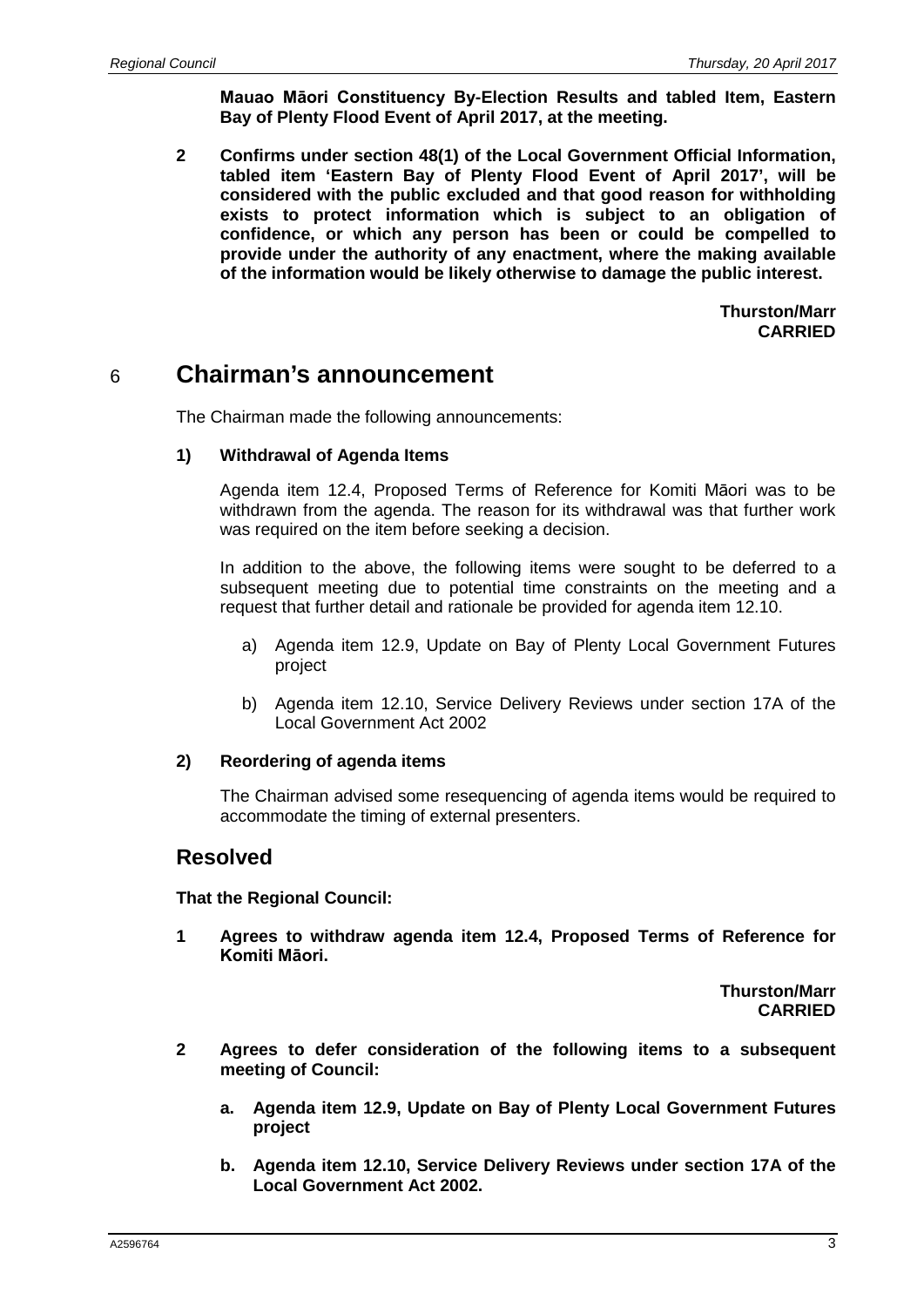**Mauao Māori Constituency By-Election Results and tabled Item, Eastern Bay of Plenty Flood Event of April 2017, at the meeting.**

**2 Confirms under section 48(1) of the Local Government Official Information, tabled item 'Eastern Bay of Plenty Flood Event of April 2017', will be considered with the public excluded and that good reason for withholding exists to protect information which is subject to an obligation of confidence, or which any person has been or could be compelled to provide under the authority of any enactment, where the making available of the information would be likely otherwise to damage the public interest.**

**Thurston/Marr**
**CARRIED**

## 6 Chairman's announcement

The Chairman made the following announcements:

**1) Withdrawal of Agenda Items**

Agenda item 12.4, Proposed Terms of Reference for Komiti Māori was to be withdrawn from the agenda. The reason for its withdrawal was that further work was required on the item before seeking a decision.

In addition to the above, the following items were sought to be deferred to a subsequent meeting due to potential time constraints on the meeting and a request that further detail and rationale be provided for agenda item 12.10.

a) Agenda item 12.9, Update on Bay of Plenty Local Government Futures project

b) Agenda item 12.10, Service Delivery Reviews under section 17A of the Local Government Act 2002

**2) Reordering of agenda items**

The Chairman advised some resequencing of agenda items would be required to accommodate the timing of external presenters.

### Resolved

**That the Regional Council:**

**1 Agrees to withdraw agenda item 12.4, Proposed Terms of Reference for Komiti Māori.**

**Thurston/Marr**
**CARRIED**

**2 Agrees to defer consideration of the following items to a subsequent meeting of Council:**

**a. Agenda item 12.9, Update on Bay of Plenty Local Government Futures project**

**b. Agenda item 12.10, Service Delivery Reviews under section 17A of the Local Government Act 2002.**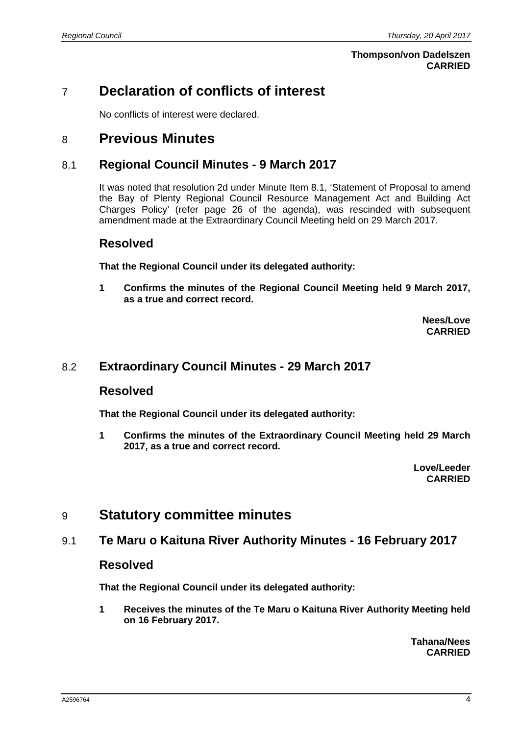**Thompson/von Dadelszen**
**CARRIED**

# 7 Declaration of conflicts of interest

No conflicts of interest were declared.

# 8 Previous Minutes

## 8.1 Regional Council Minutes - 9 March 2017

It was noted that resolution 2d under Minute Item 8.1, 'Statement of Proposal to amend the Bay of Plenty Regional Council Resource Management Act and Building Act Charges Policy' (refer page 26 of the agenda), was rescinded with subsequent amendment made at the Extraordinary Council Meeting held on 29 March 2017.

### Resolved

**That the Regional Council under its delegated authority:**

**1 Confirms the minutes of the Regional Council Meeting held 9 March 2017, as a true and correct record.**

**Nees/Love**
**CARRIED**

## 8.2 Extraordinary Council Minutes - 29 March 2017

### Resolved

**That the Regional Council under its delegated authority:**

**1 Confirms the minutes of the Extraordinary Council Meeting held 29 March 2017, as a true and correct record.**

**Love/Leeder**
**CARRIED**

# 9 Statutory committee minutes

## 9.1 Te Maru o Kaituna River Authority Minutes - 16 February 2017

### Resolved

**That the Regional Council under its delegated authority:**

**1 Receives the minutes of the Te Maru o Kaituna River Authority Meeting held on 16 February 2017.**

**Tahana/Nees**
**CARRIED**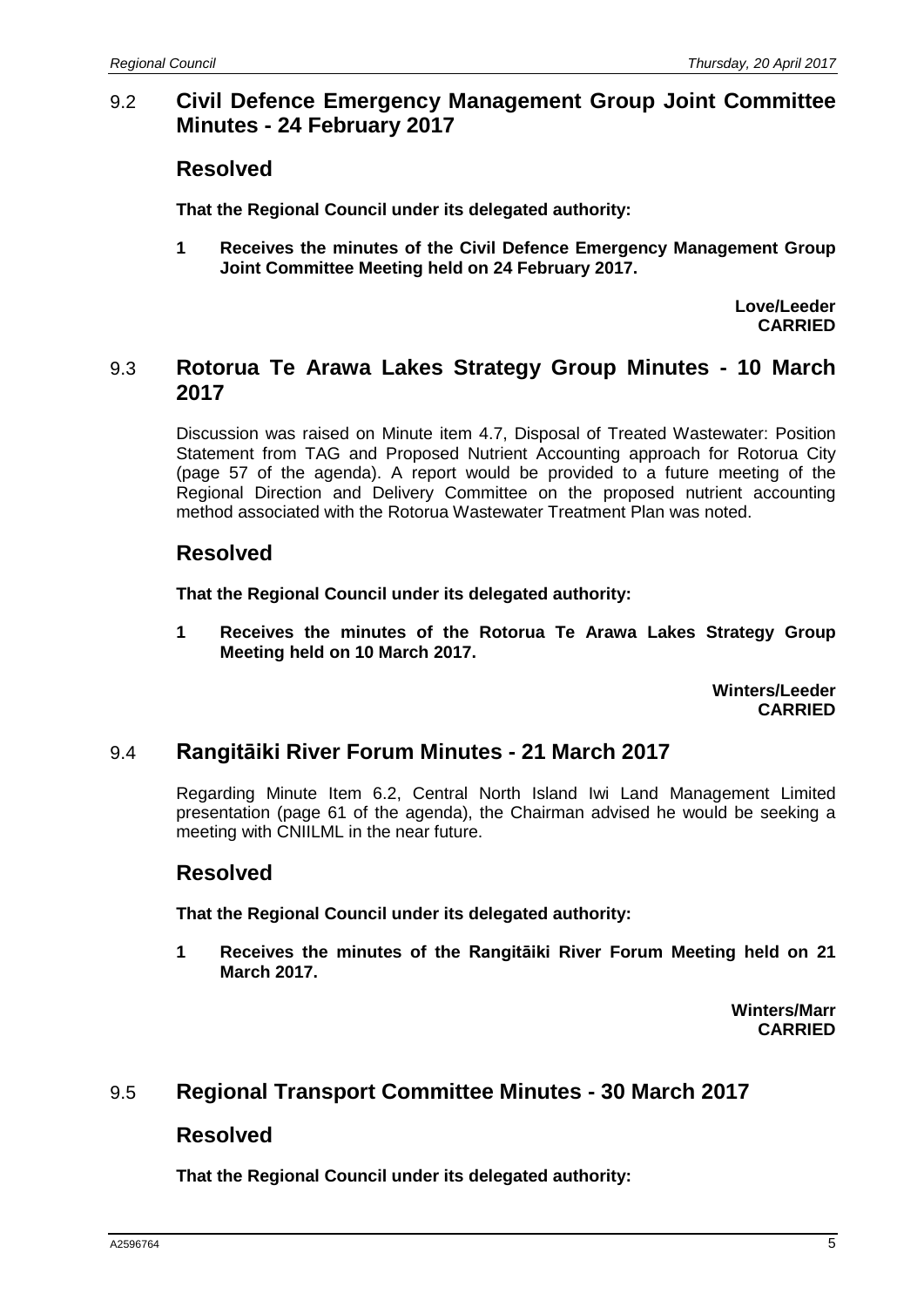## 9.2 Civil Defence Emergency Management Group Joint Committee Minutes - 24 February 2017

### Resolved

**That the Regional Council under its delegated authority:**

**1 Receives the minutes of the Civil Defence Emergency Management Group Joint Committee Meeting held on 24 February 2017.**

**Love/Leeder**
**CARRIED**

## 9.3 Rotorua Te Arawa Lakes Strategy Group Minutes - 10 March 2017

Discussion was raised on Minute item 4.7, Disposal of Treated Wastewater: Position Statement from TAG and Proposed Nutrient Accounting approach for Rotorua City (page 57 of the agenda). A report would be provided to a future meeting of the Regional Direction and Delivery Committee on the proposed nutrient accounting method associated with the Rotorua Wastewater Treatment Plan was noted.

### Resolved

**That the Regional Council under its delegated authority:**

**1 Receives the minutes of the Rotorua Te Arawa Lakes Strategy Group Meeting held on 10 March 2017.**

**Winters/Leeder**
**CARRIED**

## 9.4 Rangitāiki River Forum Minutes - 21 March 2017

Regarding Minute Item 6.2, Central North Island Iwi Land Management Limited presentation (page 61 of the agenda), the Chairman advised he would be seeking a meeting with CNIILML in the near future.

### Resolved

**That the Regional Council under its delegated authority:**

**1 Receives the minutes of the Rangitāiki River Forum Meeting held on 21 March 2017.**

**Winters/Marr**
**CARRIED**

## 9.5 Regional Transport Committee Minutes - 30 March 2017

### Resolved

**That the Regional Council under its delegated authority:**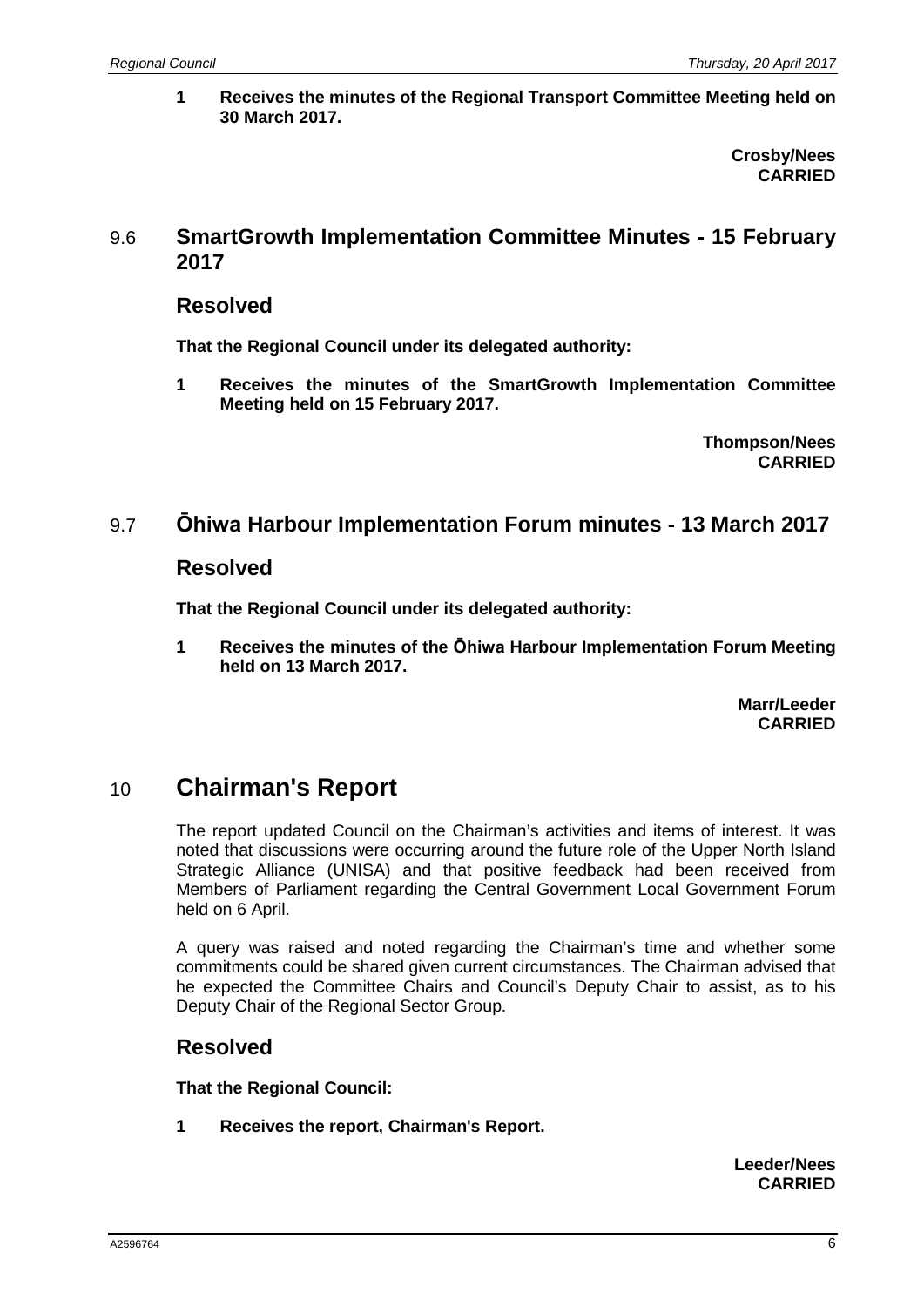**1 Receives the minutes of the Regional Transport Committee Meeting held on 30 March 2017.**

**Crosby/Nees**
**CARRIED**

## 9.6 SmartGrowth Implementation Committee Minutes - 15 February 2017

### Resolved

**That the Regional Council under its delegated authority:**

**1 Receives the minutes of the SmartGrowth Implementation Committee Meeting held on 15 February 2017.**

**Thompson/Nees**
**CARRIED**

## 9.7 Ōhiwa Harbour Implementation Forum minutes - 13 March 2017

### Resolved

**That the Regional Council under its delegated authority:**

**1 Receives the minutes of the Ōhiwa Harbour Implementation Forum Meeting held on 13 March 2017.**

**Marr/Leeder**
**CARRIED**

# 10 Chairman's Report

The report updated Council on the Chairman's activities and items of interest. It was noted that discussions were occurring around the future role of the Upper North Island Strategic Alliance (UNISA) and that positive feedback had been received from Members of Parliament regarding the Central Government Local Government Forum held on 6 April.

A query was raised and noted regarding the Chairman's time and whether some commitments could be shared given current circumstances. The Chairman advised that he expected the Committee Chairs and Council's Deputy Chair to assist, as to his Deputy Chair of the Regional Sector Group.

### Resolved

**That the Regional Council:**

**1 Receives the report, Chairman's Report.**

**Leeder/Nees**
**CARRIED**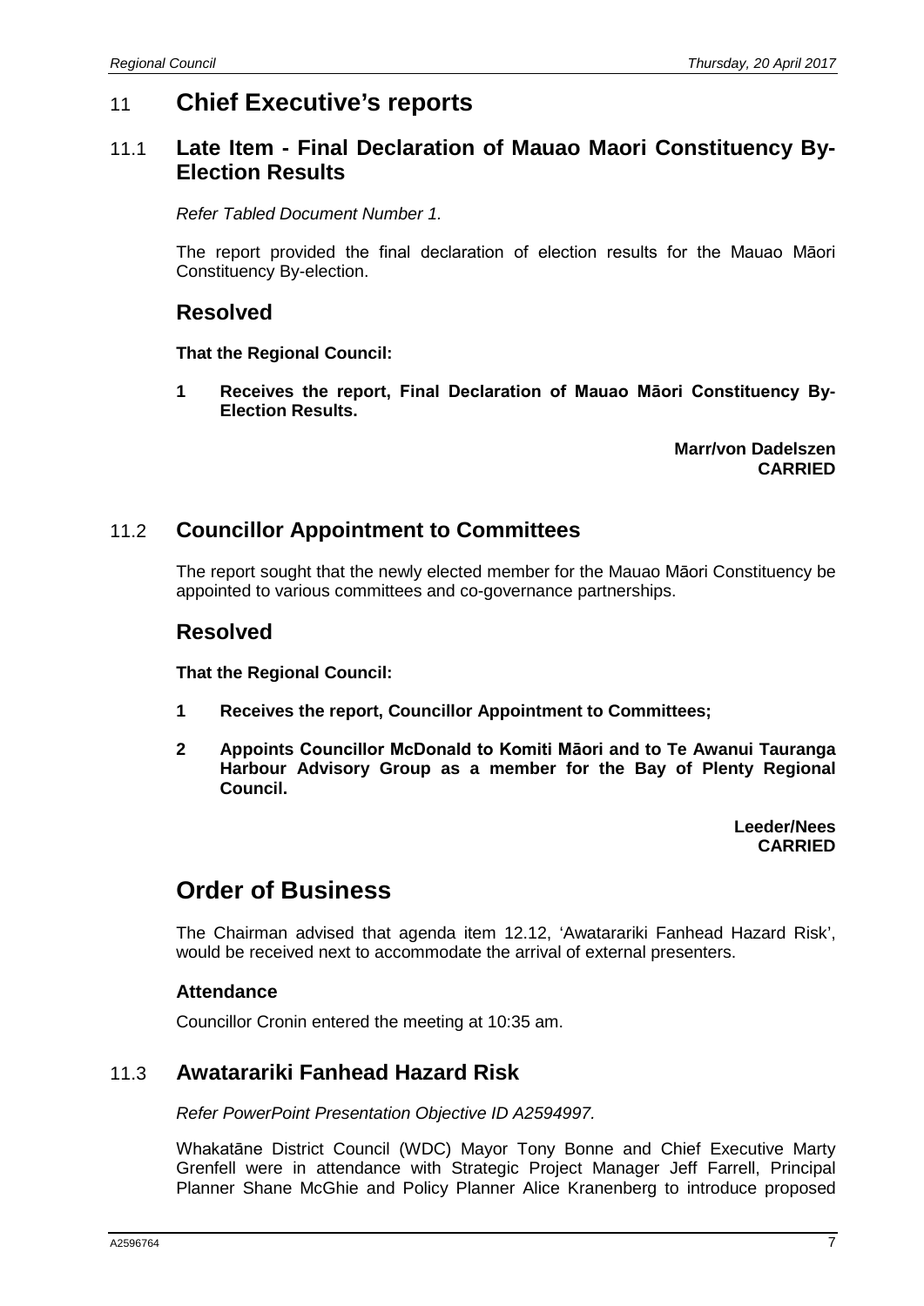# 11 Chief Executive's reports

## 11.1 Late Item - Final Declaration of Mauao Maori Constituency By-Election Results

*Refer Tabled Document Number 1.*

The report provided the final declaration of election results for the Mauao Māori Constituency By-election.

### Resolved

**That the Regional Council:**

**1 Receives the report, Final Declaration of Mauao Māori Constituency By-Election Results.**

**Marr/von Dadelszen**
**CARRIED**

## 11.2 Councillor Appointment to Committees

The report sought that the newly elected member for the Mauao Māori Constituency be appointed to various committees and co-governance partnerships.

### Resolved

**That the Regional Council:**

**1 Receives the report, Councillor Appointment to Committees;**

**2 Appoints Councillor McDonald to Komiti Māori and to Te Awanui Tauranga Harbour Advisory Group as a member for the Bay of Plenty Regional Council.**

**Leeder/Nees**
**CARRIED**

# Order of Business

The Chairman advised that agenda item 12.12, 'Awatarariki Fanhead Hazard Risk', would be received next to accommodate the arrival of external presenters.

### Attendance

Councillor Cronin entered the meeting at 10:35 am.

## 11.3 Awatarariki Fanhead Hazard Risk

*Refer PowerPoint Presentation Objective ID A2594997.*

Whakatāne District Council (WDC) Mayor Tony Bonne and Chief Executive Marty Grenfell were in attendance with Strategic Project Manager Jeff Farrell, Principal Planner Shane McGhie and Policy Planner Alice Kranenberg to introduce proposed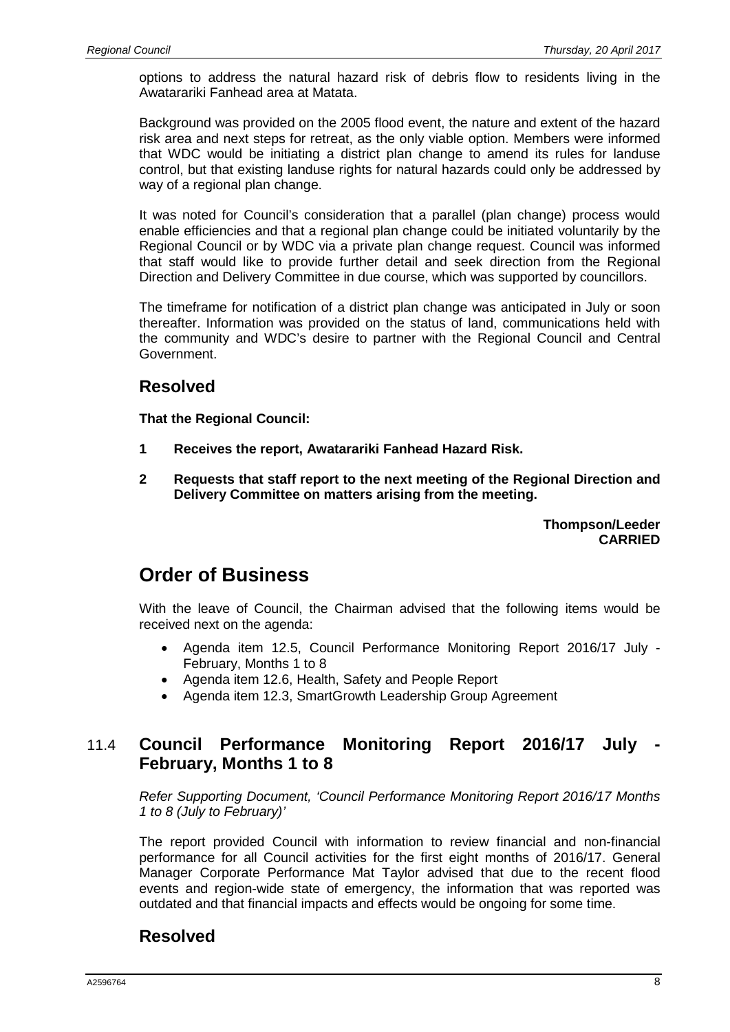options to address the natural hazard risk of debris flow to residents living in the Awatarariki Fanhead area at Matata.

Background was provided on the 2005 flood event, the nature and extent of the hazard risk area and next steps for retreat, as the only viable option. Members were informed that WDC would be initiating a district plan change to amend its rules for landuse control, but that existing landuse rights for natural hazards could only be addressed by way of a regional plan change.

It was noted for Council's consideration that a parallel (plan change) process would enable efficiencies and that a regional plan change could be initiated voluntarily by the Regional Council or by WDC via a private plan change request. Council was informed that staff would like to provide further detail and seek direction from the Regional Direction and Delivery Committee in due course, which was supported by councillors.

The timeframe for notification of a district plan change was anticipated in July or soon thereafter. Information was provided on the status of land, communications held with the community and WDC's desire to partner with the Regional Council and Central Government.

## Resolved

**That the Regional Council:**

**1 Receives the report, Awatarariki Fanhead Hazard Risk.**

**2 Requests that staff report to the next meeting of the Regional Direction and Delivery Committee on matters arising from the meeting.**

**Thompson/Leeder**
**CARRIED**

# Order of Business

With the leave of Council, the Chairman advised that the following items would be received next on the agenda:

- Agenda item 12.5, Council Performance Monitoring Report 2016/17 July - February, Months 1 to 8
- Agenda item 12.6, Health, Safety and People Report
- Agenda item 12.3, SmartGrowth Leadership Group Agreement

## 11.4 Council Performance Monitoring Report 2016/17 July - February, Months 1 to 8

*Refer Supporting Document, 'Council Performance Monitoring Report 2016/17 Months 1 to 8 (July to February)'*

The report provided Council with information to review financial and non-financial performance for all Council activities for the first eight months of 2016/17. General Manager Corporate Performance Mat Taylor advised that due to the recent flood events and region-wide state of emergency, the information that was reported was outdated and that financial impacts and effects would be ongoing for some time.

## Resolved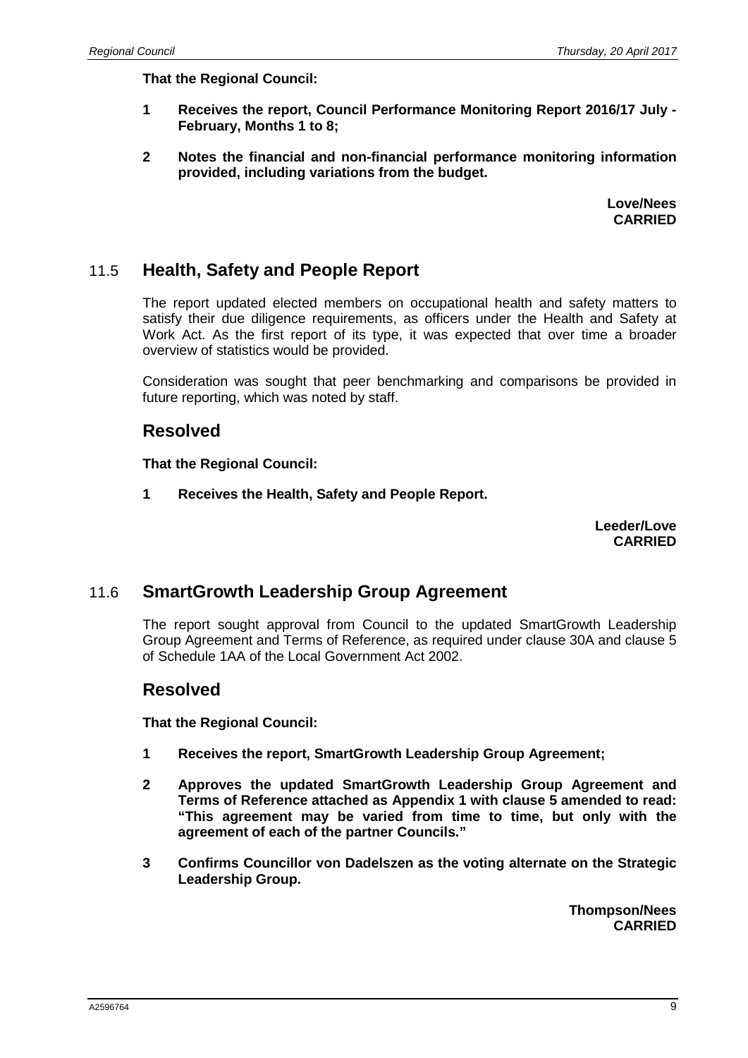**That the Regional Council:**

**1 Receives the report, Council Performance Monitoring Report 2016/17 July - February, Months 1 to 8;**

**2 Notes the financial and non-financial performance monitoring information provided, including variations from the budget.**

**Love/Nees**
**CARRIED**

## 11.5 Health, Safety and People Report

The report updated elected members on occupational health and safety matters to satisfy their due diligence requirements, as officers under the Health and Safety at Work Act. As the first report of its type, it was expected that over time a broader overview of statistics would be provided.

Consideration was sought that peer benchmarking and comparisons be provided in future reporting, which was noted by staff.

### Resolved

**That the Regional Council:**

**1 Receives the Health, Safety and People Report.**

**Leeder/Love**
**CARRIED**

## 11.6 SmartGrowth Leadership Group Agreement

The report sought approval from Council to the updated SmartGrowth Leadership Group Agreement and Terms of Reference, as required under clause 30A and clause 5 of Schedule 1AA of the Local Government Act 2002.

### Resolved

**That the Regional Council:**

**1 Receives the report, SmartGrowth Leadership Group Agreement;**

**2 Approves the updated SmartGrowth Leadership Group Agreement and Terms of Reference attached as Appendix 1 with clause 5 amended to read: "This agreement may be varied from time to time, but only with the agreement of each of the partner Councils."**

**3 Confirms Councillor von Dadelszen as the voting alternate on the Strategic Leadership Group.**

**Thompson/Nees**
**CARRIED**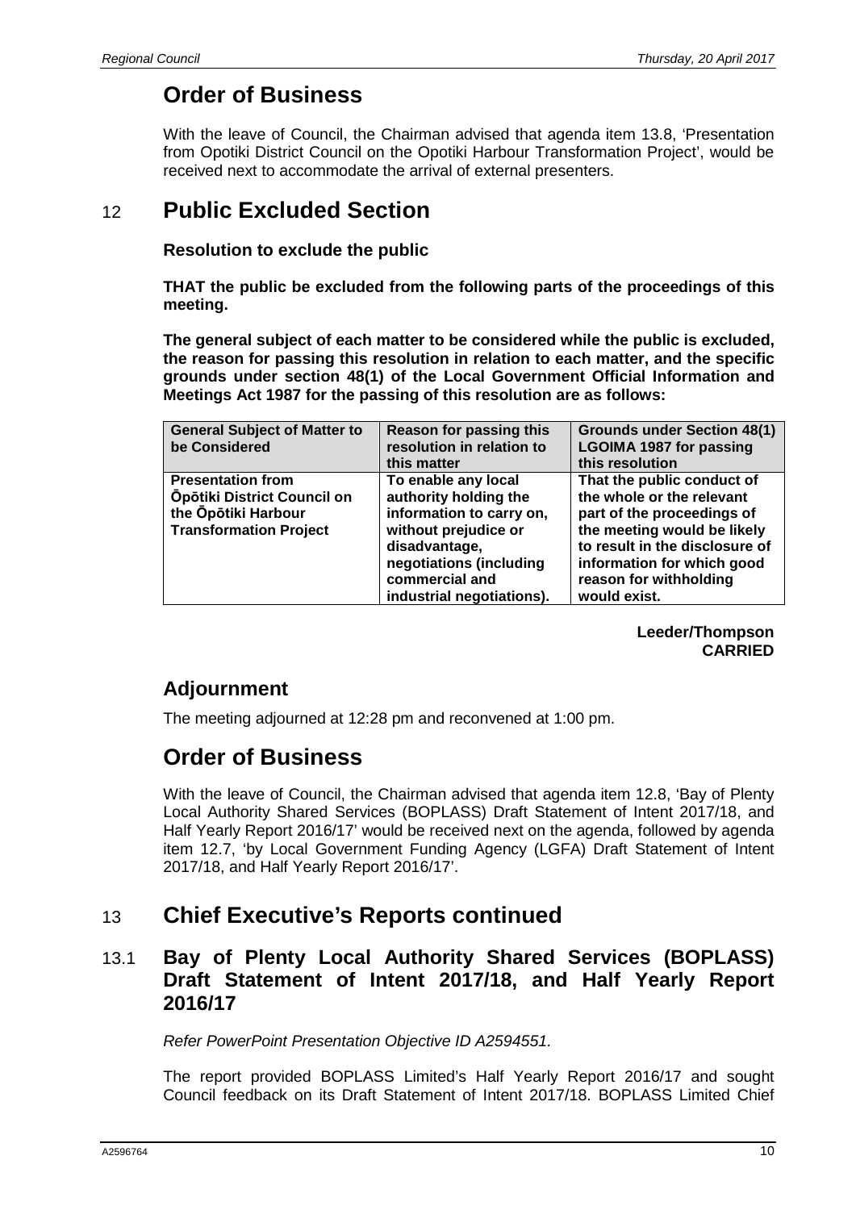## Order of Business

With the leave of Council, the Chairman advised that agenda item 13.8, 'Presentation from Opotiki District Council on the Opotiki Harbour Transformation Project', would be received next to accommodate the arrival of external presenters.

## 12 Public Excluded Section

### Resolution to exclude the public

**THAT the public be excluded from the following parts of the proceedings of this meeting.**

**The general subject of each matter to be considered while the public is excluded, the reason for passing this resolution in relation to each matter, and the specific grounds under section 48(1) of the Local Government Official Information and Meetings Act 1987 for the passing of this resolution are as follows:**

| General Subject of Matter to be Considered | Reason for passing this resolution in relation to this matter | Grounds under Section 48(1) LGOIMA 1987 for passing this resolution |
|---|---|---|
| **Presentation from Ōpōtiki District Council on the Ōpōtiki Harbour Transformation Project** | **To enable any local authority holding the information to carry on, without prejudice or disadvantage, negotiations (including commercial and industrial negotiations).** | **That the public conduct of the whole or the relevant part of the proceedings of the meeting would be likely to result in the disclosure of information for which good reason for withholding would exist.** |

**Leeder/Thompson**
**CARRIED**

## Adjournment

The meeting adjourned at 12:28 pm and reconvened at 1:00 pm.

## Order of Business

With the leave of Council, the Chairman advised that agenda item 12.8, 'Bay of Plenty Local Authority Shared Services (BOPLASS) Draft Statement of Intent 2017/18, and Half Yearly Report 2016/17' would be received next on the agenda, followed by agenda item 12.7, 'by Local Government Funding Agency (LGFA) Draft Statement of Intent 2017/18, and Half Yearly Report 2016/17'.

## 13 Chief Executive's Reports continued

### 13.1 Bay of Plenty Local Authority Shared Services (BOPLASS) Draft Statement of Intent 2017/18, and Half Yearly Report 2016/17

*Refer PowerPoint Presentation Objective ID A2594551.*

The report provided BOPLASS Limited's Half Yearly Report 2016/17 and sought Council feedback on its Draft Statement of Intent 2017/18. BOPLASS Limited Chief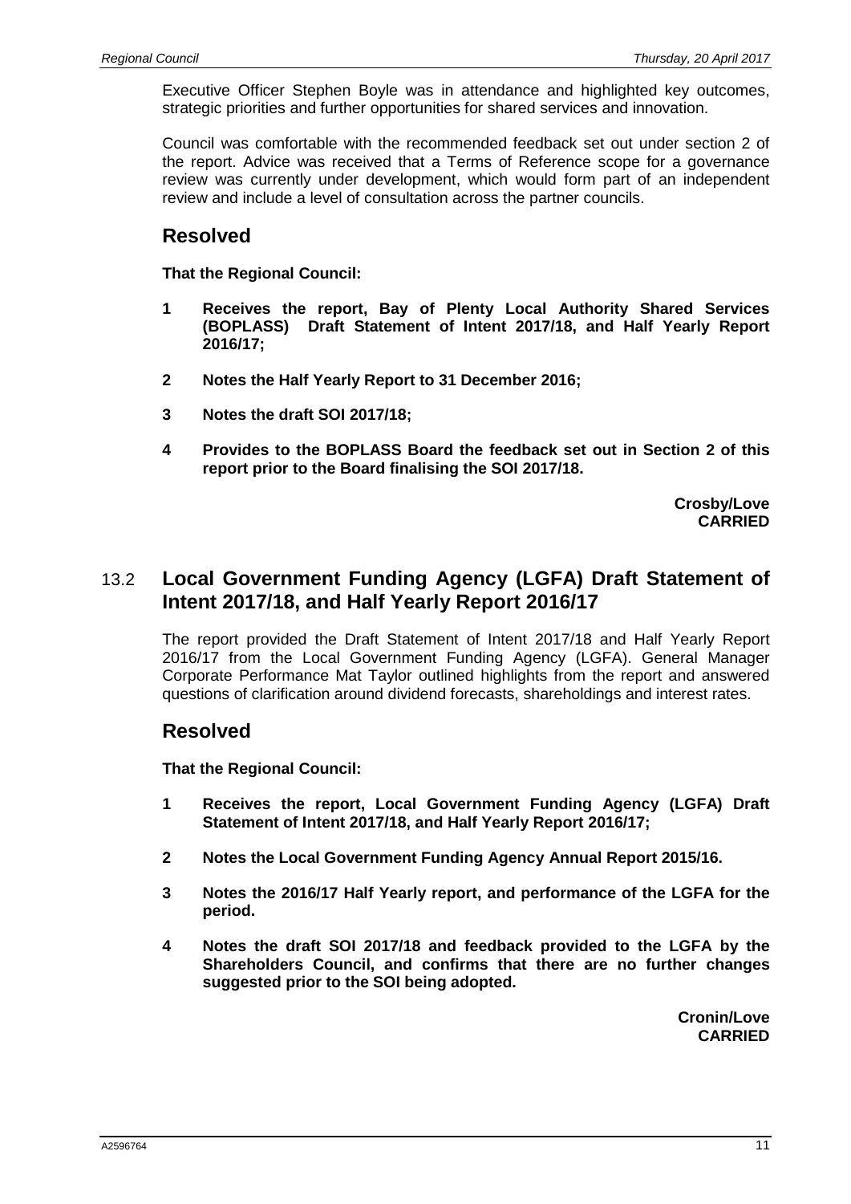Executive Officer Stephen Boyle was in attendance and highlighted key outcomes, strategic priorities and further opportunities for shared services and innovation.

Council was comfortable with the recommended feedback set out under section 2 of the report. Advice was received that a Terms of Reference scope for a governance review was currently under development, which would form part of an independent review and include a level of consultation across the partner councils.

## Resolved

**That the Regional Council:**

**1 Receives the report, Bay of Plenty Local Authority Shared Services (BOPLASS) Draft Statement of Intent 2017/18, and Half Yearly Report 2016/17;**

**2 Notes the Half Yearly Report to 31 December 2016;**

**3 Notes the draft SOI 2017/18;**

**4 Provides to the BOPLASS Board the feedback set out in Section 2 of this report prior to the Board finalising the SOI 2017/18.**

**Crosby/Love**
**CARRIED**

## 13.2 Local Government Funding Agency (LGFA) Draft Statement of Intent 2017/18, and Half Yearly Report 2016/17

The report provided the Draft Statement of Intent 2017/18 and Half Yearly Report 2016/17 from the Local Government Funding Agency (LGFA). General Manager Corporate Performance Mat Taylor outlined highlights from the report and answered questions of clarification around dividend forecasts, shareholdings and interest rates.

## Resolved

**That the Regional Council:**

**1 Receives the report, Local Government Funding Agency (LGFA) Draft Statement of Intent 2017/18, and Half Yearly Report 2016/17;**

**2 Notes the Local Government Funding Agency Annual Report 2015/16.**

**3 Notes the 2016/17 Half Yearly report, and performance of the LGFA for the period.**

**4 Notes the draft SOI 2017/18 and feedback provided to the LGFA by the Shareholders Council, and confirms that there are no further changes suggested prior to the SOI being adopted.**

**Cronin/Love**
**CARRIED**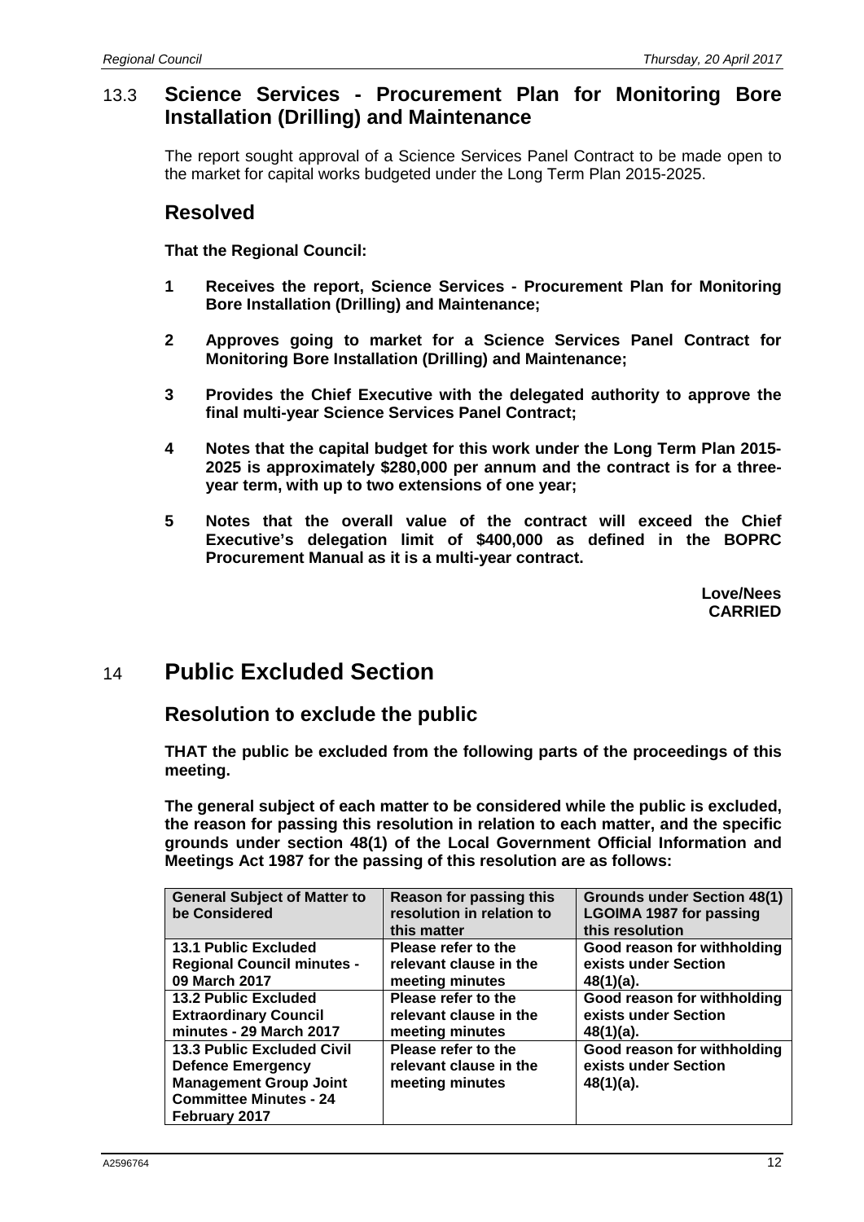## 13.3 Science Services - Procurement Plan for Monitoring Bore Installation (Drilling) and Maintenance

The report sought approval of a Science Services Panel Contract to be made open to the market for capital works budgeted under the Long Term Plan 2015-2025.

### Resolved

**That the Regional Council:**

**1 Receives the report, Science Services - Procurement Plan for Monitoring Bore Installation (Drilling) and Maintenance;**

**2 Approves going to market for a Science Services Panel Contract for Monitoring Bore Installation (Drilling) and Maintenance;**

**3 Provides the Chief Executive with the delegated authority to approve the final multi-year Science Services Panel Contract;**

**4 Notes that the capital budget for this work under the Long Term Plan 2015-2025 is approximately $280,000 per annum and the contract is for a three-year term, with up to two extensions of one year;**

**5 Notes that the overall value of the contract will exceed the Chief Executive's delegation limit of $400,000 as defined in the BOPRC Procurement Manual as it is a multi-year contract.**

**Love/Nees**
**CARRIED**

# 14 Public Excluded Section

### Resolution to exclude the public

**THAT the public be excluded from the following parts of the proceedings of this meeting.**

**The general subject of each matter to be considered while the public is excluded, the reason for passing this resolution in relation to each matter, and the specific grounds under section 48(1) of the Local Government Official Information and Meetings Act 1987 for the passing of this resolution are as follows:**

| General Subject of Matter to be Considered | Reason for passing this resolution in relation to this matter | Grounds under Section 48(1) LGOIMA 1987 for passing this resolution |
|---|---|---|
| **13.1 Public Excluded Regional Council minutes - 09 March 2017** | **Please refer to the relevant clause in the meeting minutes** | **Good reason for withholding exists under Section 48(1)(a).** |
| **13.2 Public Excluded Extraordinary Council minutes - 29 March 2017** | **Please refer to the relevant clause in the meeting minutes** | **Good reason for withholding exists under Section 48(1)(a).** |
| **13.3 Public Excluded Civil Defence Emergency Management Group Joint Committee Minutes - 24 February 2017** | **Please refer to the relevant clause in the meeting minutes** | **Good reason for withholding exists under Section 48(1)(a).** |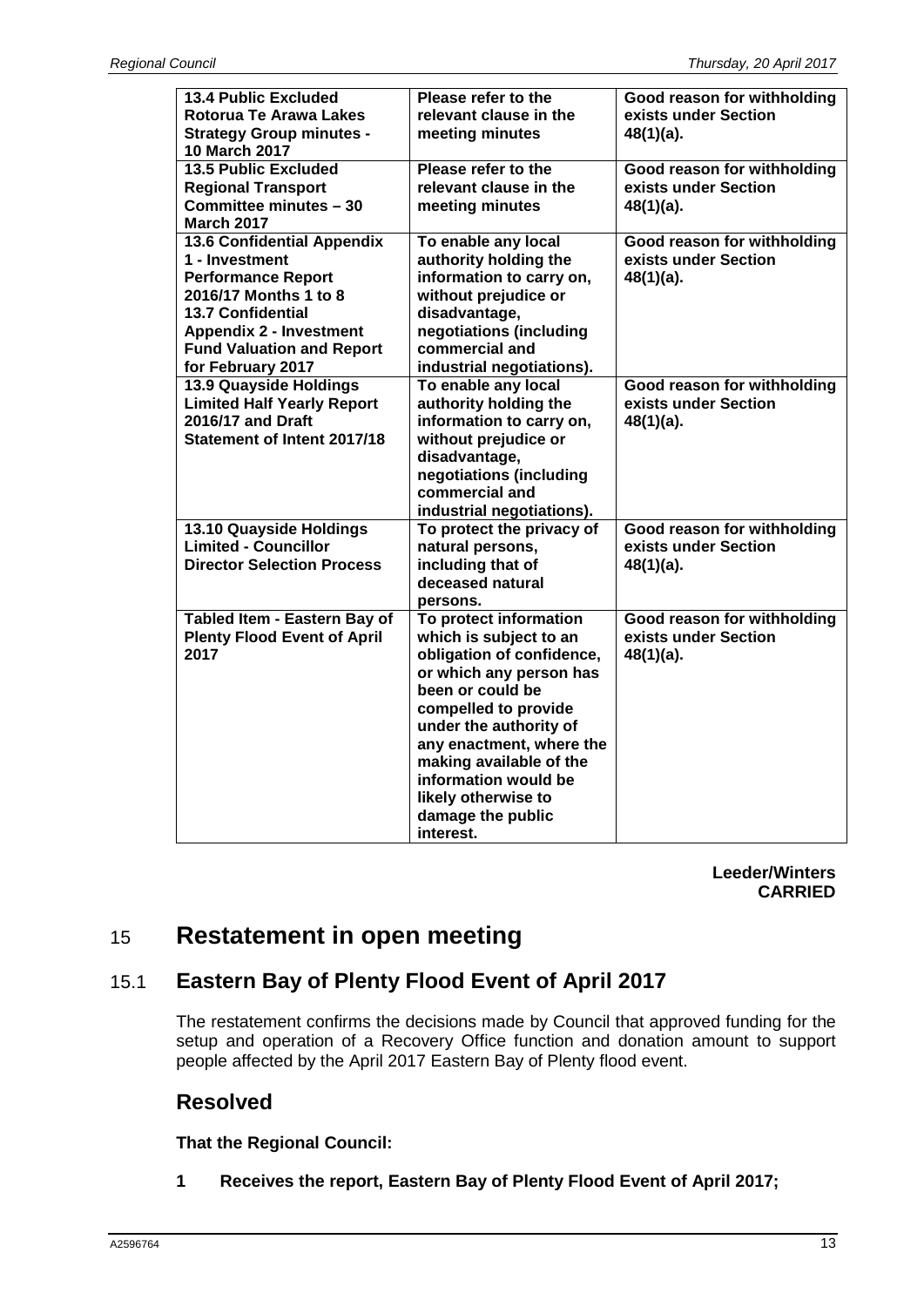| | | |
|---|---|---|
| **13.4 Public Excluded Rotorua Te Arawa Lakes Strategy Group minutes - 10 March 2017** | **Please refer to the relevant clause in the meeting minutes** | **Good reason for withholding exists under Section 48(1)(a).** |
| **13.5 Public Excluded Regional Transport Committee minutes – 30 March 2017** | **Please refer to the relevant clause in the meeting minutes** | **Good reason for withholding exists under Section 48(1)(a).** |
| **13.6 Confidential Appendix 1 - Investment Performance Report 2016/17 Months 1 to 8**<br>**13.7 Confidential Appendix 2 - Investment Fund Valuation and Report for February 2017** | **To enable any local authority holding the information to carry on, without prejudice or disadvantage, negotiations (including commercial and industrial negotiations).** | **Good reason for withholding exists under Section 48(1)(a).** |
| **13.9 Quayside Holdings Limited Half Yearly Report 2016/17 and Draft Statement of Intent 2017/18** | **To enable any local authority holding the information to carry on, without prejudice or disadvantage, negotiations (including commercial and industrial negotiations).** | **Good reason for withholding exists under Section 48(1)(a).** |
| **13.10 Quayside Holdings Limited - Councillor Director Selection Process** | **To protect the privacy of natural persons, including that of deceased natural persons.** | **Good reason for withholding exists under Section 48(1)(a).** |
| **Tabled Item - Eastern Bay of Plenty Flood Event of April 2017** | **To protect information which is subject to an obligation of confidence, or which any person has been or could be compelled to provide under the authority of any enactment, where the making available of the information would be likely otherwise to damage the public interest.** | **Good reason for withholding exists under Section 48(1)(a).** |

**Leeder/Winters**
**CARRIED**

# 15 Restatement in open meeting

## 15.1 Eastern Bay of Plenty Flood Event of April 2017

The restatement confirms the decisions made by Council that approved funding for the setup and operation of a Recovery Office function and donation amount to support people affected by the April 2017 Eastern Bay of Plenty flood event.

## Resolved

**That the Regional Council:**

**1 Receives the report, Eastern Bay of Plenty Flood Event of April 2017;**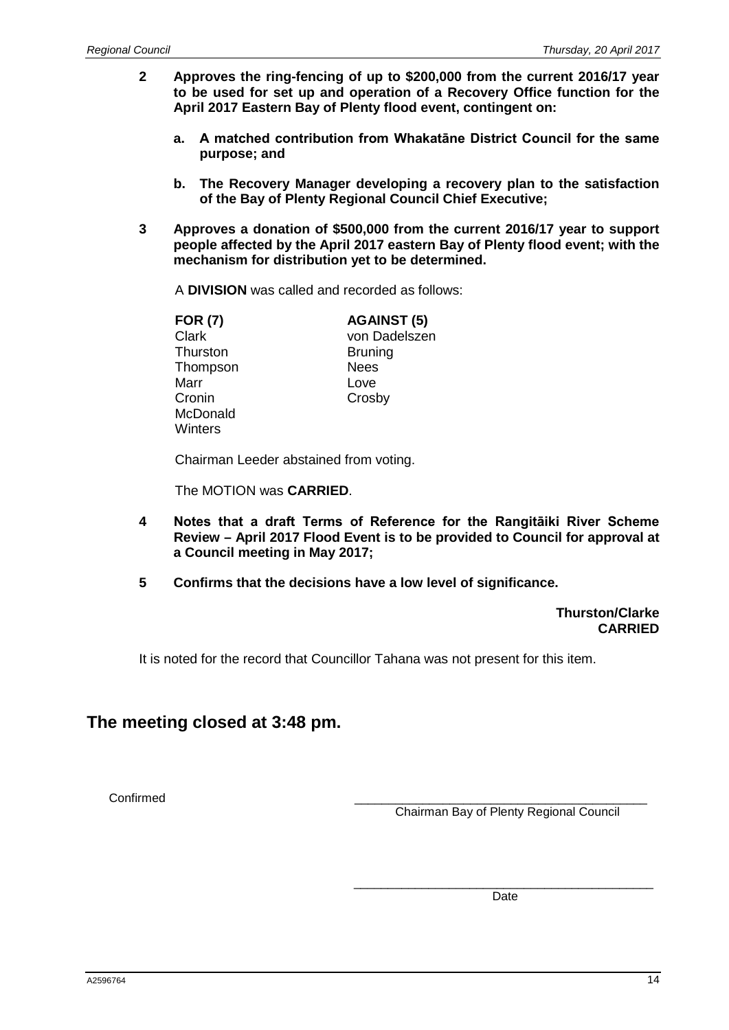**2 Approves the ring-fencing of up to $200,000 from the current 2016/17 year to be used for set up and operation of a Recovery Office function for the April 2017 Eastern Bay of Plenty flood event, contingent on:**

**a. A matched contribution from Whakatāne District Council for the same purpose; and**

**b. The Recovery Manager developing a recovery plan to the satisfaction of the Bay of Plenty Regional Council Chief Executive;**

**3 Approves a donation of $500,000 from the current 2016/17 year to support people affected by the April 2017 eastern Bay of Plenty flood event; with the mechanism for distribution yet to be determined.**

A **DIVISION** was called and recorded as follows:

| **FOR (7)** | **AGAINST (5)** |
|---|---|
| Clark | von Dadelszen |
| Thurston | Bruning |
| Thompson | Nees |
| Marr | Love |
| Cronin | Crosby |
| McDonald | |
| Winters | |

Chairman Leeder abstained from voting.

The MOTION was **CARRIED**.

**4 Notes that a draft Terms of Reference for the Rangitāiki River Scheme Review – April 2017 Flood Event is to be provided to Council for approval at a Council meeting in May 2017;**

**5 Confirms that the decisions have a low level of significance.**

**Thurston/Clarke**
**CARRIED**

It is noted for the record that Councillor Tahana was not present for this item.

## The meeting closed at 3:48 pm.

Confirmed

\_\_\_\_\_\_\_\_\_\_\_\_\_\_\_\_\_\_\_\_\_\_\_\_\_\_\_\_\_\_\_\_\_\_\_\_\_\_\_\_\_\_\_\_
Chairman Bay of Plenty Regional Council

\_\_\_\_\_\_\_\_\_\_\_\_\_\_\_\_\_\_\_\_\_\_\_\_\_\_\_\_\_\_\_\_\_\_\_\_\_\_\_\_\_\_\_\_
Date